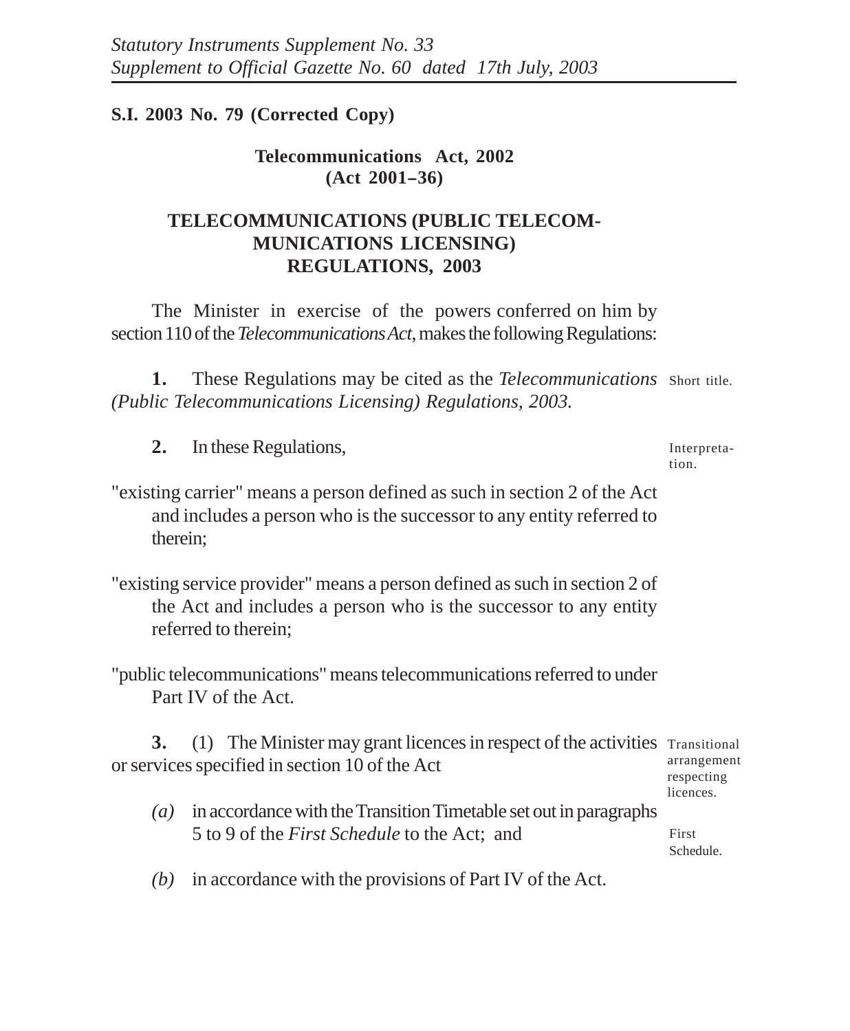*Statutory Instruments Supplement No. 33*
*Supplement to Official Gazette No. 60 dated 17th July, 2003*

**S.I. 2003 No. 79 (Corrected Copy)**

**Telecommunications Act, 2002**
**(Act 2001–36)**

# TELECOMMUNICATIONS (PUBLIC TELECOMMUNICATIONS LICENSING) REGULATIONS, 2003

The Minister in exercise of the powers conferred on him by section 110 of the *Telecommunications Act*, makes the following Regulations:

Short title.

**1.** These Regulations may be cited as the *Telecommunications (Public Telecommunications Licensing) Regulations, 2003.*

Interpretation.

**2.** In these Regulations,

"existing carrier" means a person defined as such in section 2 of the Act and includes a person who is the successor to any entity referred to therein;

"existing service provider" means a person defined as such in section 2 of the Act and includes a person who is the successor to any entity referred to therein;

"public telecommunications" means telecommunications referred to under Part IV of the Act.

Transitional arrangement respecting licences.

**3.** (1) The Minister may grant licences in respect of the activities or services specified in section 10 of the Act

First Schedule.

*(a)* in accordance with the Transition Timetable set out in paragraphs 5 to 9 of the *First Schedule* to the Act; and

*(b)* in accordance with the provisions of Part IV of the Act.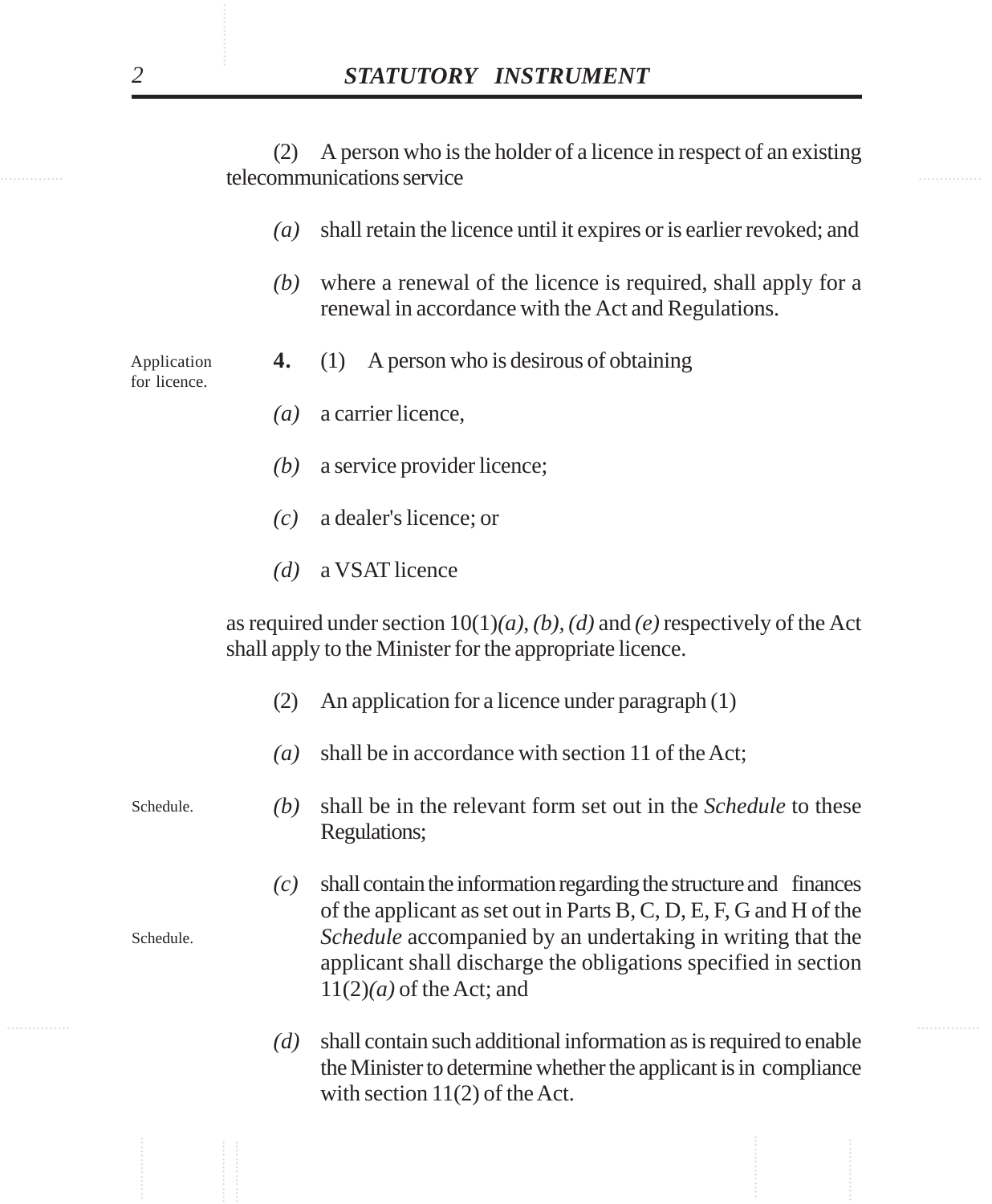(2) A person who is the holder of a licence in respect of an existing telecommunications service

*(a)* shall retain the licence until it expires or is earlier revoked; and

*(b)* where a renewal of the licence is required, shall apply for a renewal in accordance with the Act and Regulations.

Application for licence.

**4.** (1) A person who is desirous of obtaining

*(a)* a carrier licence,

*(b)* a service provider licence;

*(c)* a dealer's licence; or

*(d)* a VSAT licence

as required under section 10(1)*(a), (b), (d)* and *(e)* respectively of the Act shall apply to the Minister for the appropriate licence.

(2) An application for a licence under paragraph (1)

*(a)* shall be in accordance with section 11 of the Act;

Schedule.

*(b)* shall be in the relevant form set out in the *Schedule* to these Regulations;

Schedule.

*(c)* shall contain the information regarding the structure and finances of the applicant as set out in Parts B, C, D, E, F, G and H of the *Schedule* accompanied by an undertaking in writing that the applicant shall discharge the obligations specified in section 11(2)*(a)* of the Act; and

*(d)* shall contain such additional information as is required to enable the Minister to determine whether the applicant is in compliance with section 11(2) of the Act.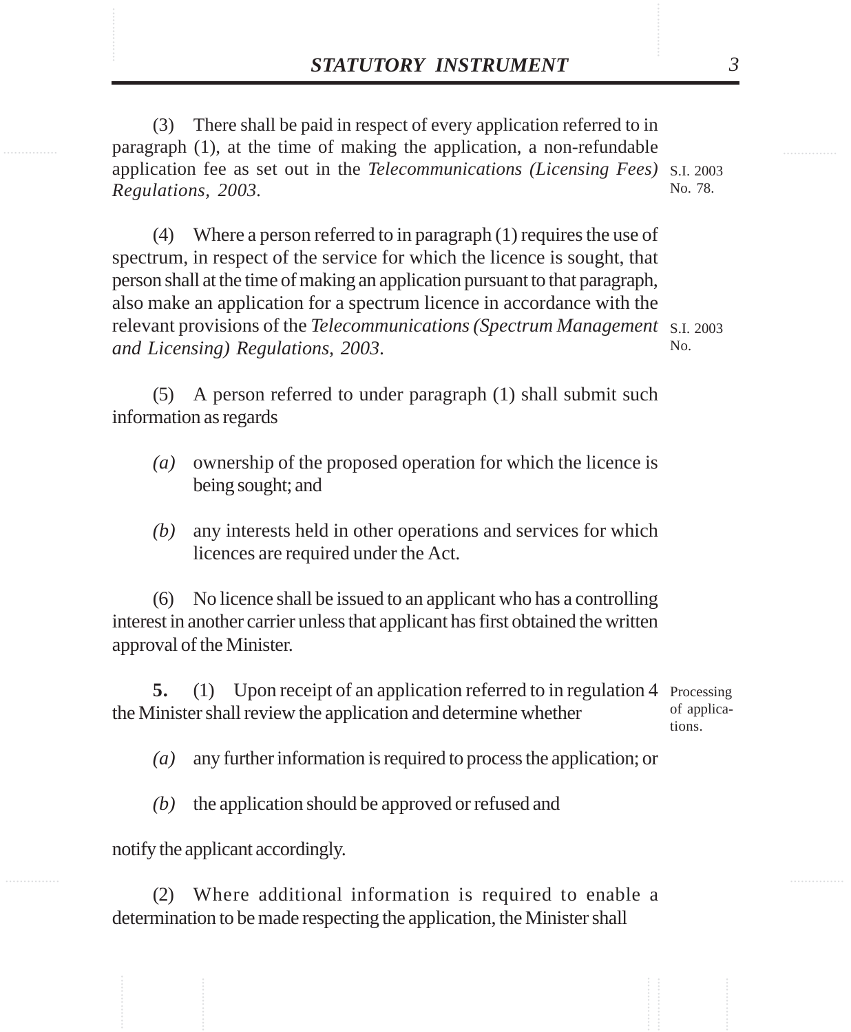(3) There shall be paid in respect of every application referred to in paragraph (1), at the time of making the application, a non-refundable application fee as set out in the *Telecommunications (Licensing Fees) Regulations, 2003.*

S.I. 2003 No. 78.

(4) Where a person referred to in paragraph (1) requires the use of spectrum, in respect of the service for which the licence is sought, that person shall at the time of making an application pursuant to that paragraph, also make an application for a spectrum licence in accordance with the relevant provisions of the *Telecommunications (Spectrum Management and Licensing) Regulations, 2003*.

S.I. 2003 No.

(5) A person referred to under paragraph (1) shall submit such information as regards

*(a)* ownership of the proposed operation for which the licence is being sought; and

*(b)* any interests held in other operations and services for which licences are required under the Act.

(6) No licence shall be issued to an applicant who has a controlling interest in another carrier unless that applicant has first obtained the written approval of the Minister.

Processing of applications.

**5.** (1) Upon receipt of an application referred to in regulation 4 the Minister shall review the application and determine whether

*(a)* any further information is required to process the application; or

*(b)* the application should be approved or refused and

notify the applicant accordingly.

(2) Where additional information is required to enable a determination to be made respecting the application, the Minister shall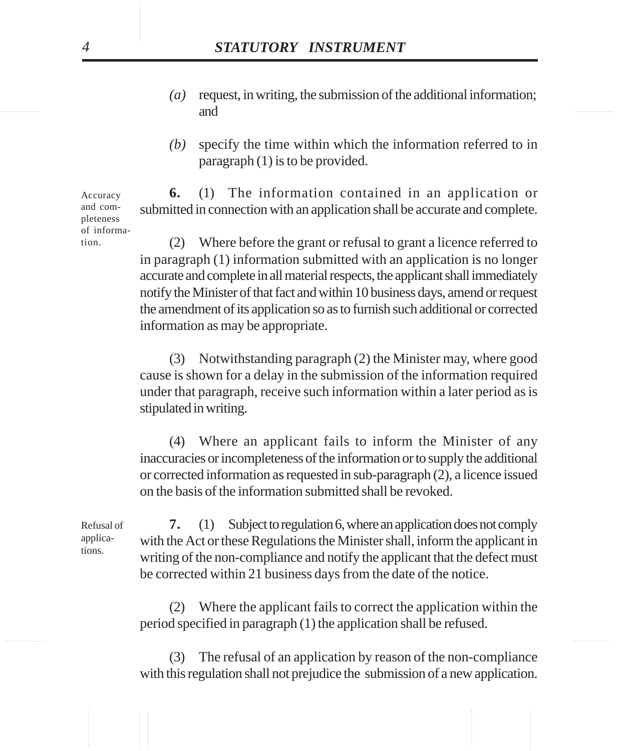*(a)* request, in writing, the submission of the additional information; and

*(b)* specify the time within which the information referred to in paragraph (1) is to be provided.

Accuracy and completeness of information.

**6.** (1) The information contained in an application or submitted in connection with an application shall be accurate and complete.

(2) Where before the grant or refusal to grant a licence referred to in paragraph (1) information submitted with an application is no longer accurate and complete in all material respects, the applicant shall immediately notify the Minister of that fact and within 10 business days, amend or request the amendment of its application so as to furnish such additional or corrected information as may be appropriate.

(3) Notwithstanding paragraph (2) the Minister may, where good cause is shown for a delay in the submission of the information required under that paragraph, receive such information within a later period as is stipulated in writing.

(4) Where an applicant fails to inform the Minister of any inaccuracies or incompleteness of the information or to supply the additional or corrected information as requested in sub-paragraph (2), a licence issued on the basis of the information submitted shall be revoked.

Refusal of applications.

**7.** (1) Subject to regulation 6, where an application does not comply with the Act or these Regulations the Minister shall, inform the applicant in writing of the non-compliance and notify the applicant that the defect must be corrected within 21 business days from the date of the notice.

(2) Where the applicant fails to correct the application within the period specified in paragraph (1) the application shall be refused.

(3) The refusal of an application by reason of the non-compliance with this regulation shall not prejudice the submission of a new application.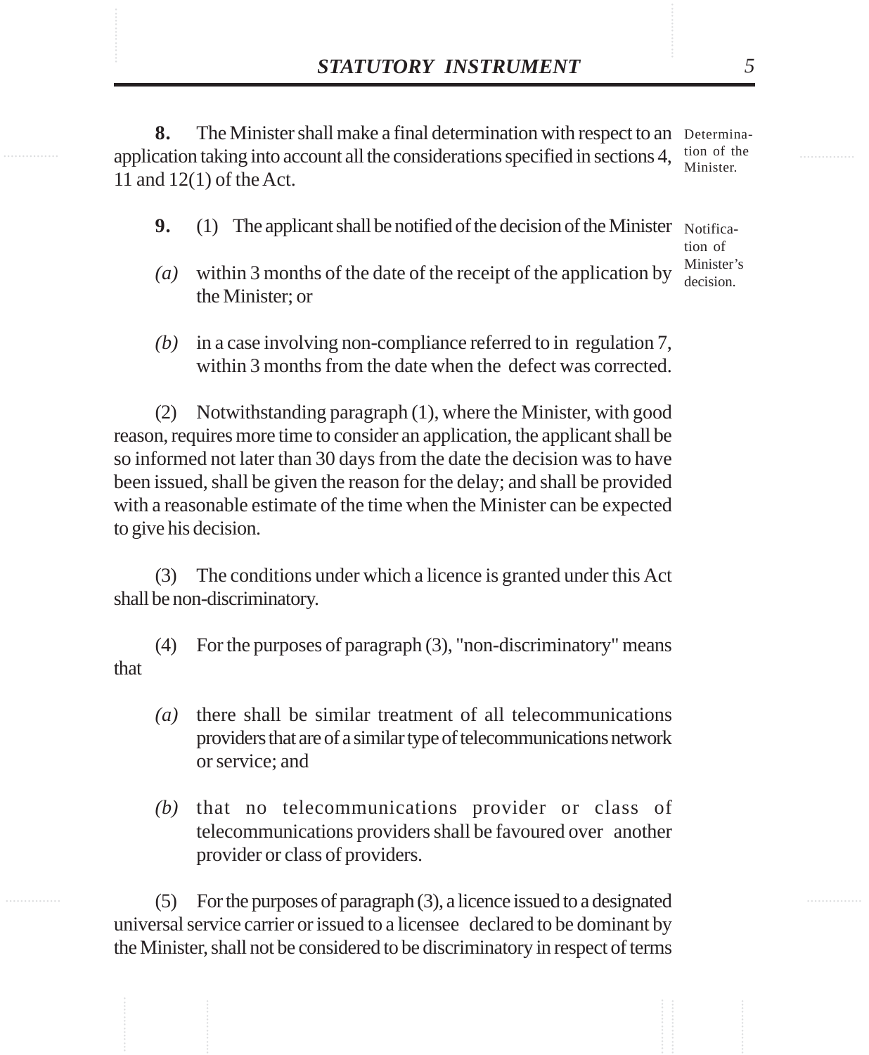**8.** The Minister shall make a final determination with respect to an application taking into account all the considerations specified in sections 4, 11 and 12(1) of the Act.

Determination of the Minister.

**9.** (1) The applicant shall be notified of the decision of the Minister

Notification of Minister's decision.

*(a)* within 3 months of the date of the receipt of the application by the Minister; or

*(b)* in a case involving non-compliance referred to in regulation 7, within 3 months from the date when the defect was corrected.

(2) Notwithstanding paragraph (1), where the Minister, with good reason, requires more time to consider an application, the applicant shall be so informed not later than 30 days from the date the decision was to have been issued, shall be given the reason for the delay; and shall be provided with a reasonable estimate of the time when the Minister can be expected to give his decision.

(3) The conditions under which a licence is granted under this Act shall be non-discriminatory.

(4) For the purposes of paragraph (3), "non-discriminatory" means that

*(a)* there shall be similar treatment of all telecommunications providers that are of a similar type of telecommunications network or service; and

*(b)* that no telecommunications provider or class of telecommunications providers shall be favoured over another provider or class of providers.

(5) For the purposes of paragraph (3), a licence issued to a designated universal service carrier or issued to a licensee declared to be dominant by the Minister, shall not be considered to be discriminatory in respect of terms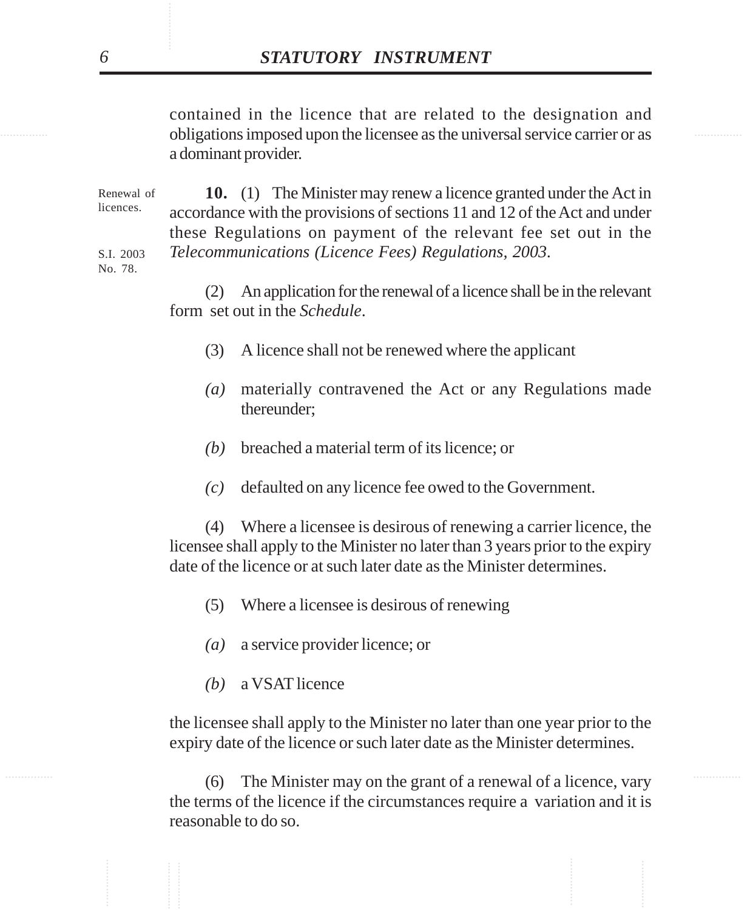contained in the licence that are related to the designation and obligations imposed upon the licensee as the universal service carrier or as a dominant provider.

Renewal of licences.

**10.** (1) The Minister may renew a licence granted under the Act in accordance with the provisions of sections 11 and 12 of the Act and under these Regulations on payment of the relevant fee set out in the *Telecommunications (Licence Fees) Regulations, 2003.*

S.I. 2003 No. 78.

(2) An application for the renewal of a licence shall be in the relevant form set out in the *Schedule*.

(3) A licence shall not be renewed where the applicant

*(a)* materially contravened the Act or any Regulations made thereunder;

*(b)* breached a material term of its licence; or

*(c)* defaulted on any licence fee owed to the Government.

(4) Where a licensee is desirous of renewing a carrier licence, the licensee shall apply to the Minister no later than 3 years prior to the expiry date of the licence or at such later date as the Minister determines.

(5) Where a licensee is desirous of renewing

*(a)* a service provider licence; or

*(b)* a VSAT licence

the licensee shall apply to the Minister no later than one year prior to the expiry date of the licence or such later date as the Minister determines.

(6) The Minister may on the grant of a renewal of a licence, vary the terms of the licence if the circumstances require a variation and it is reasonable to do so.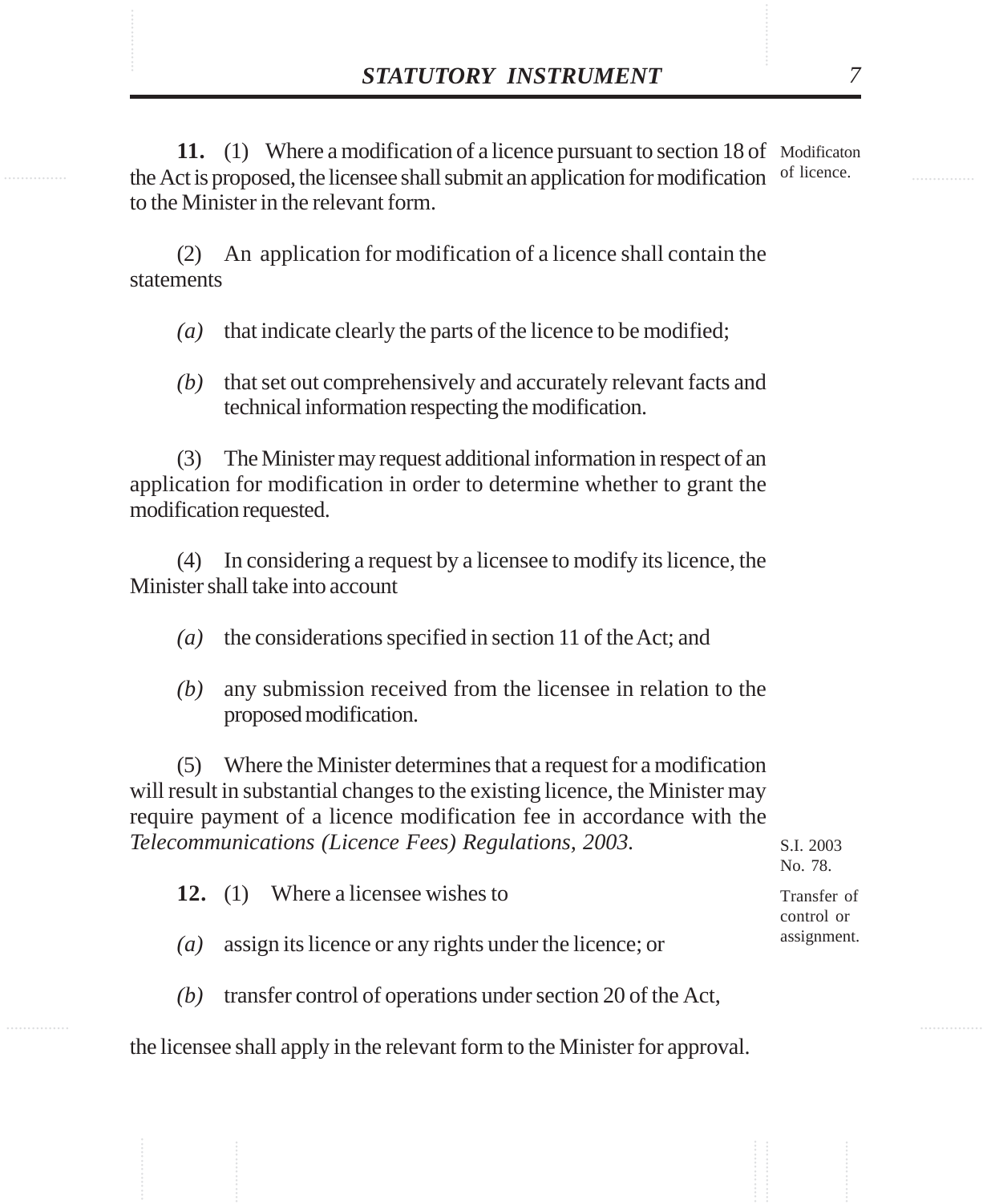**11.** (1) Where a modification of a licence pursuant to section 18 of the Act is proposed, the licensee shall submit an application for modification to the Minister in the relevant form.

Modificaton of licence.

(2) An application for modification of a licence shall contain the statements

*(a)* that indicate clearly the parts of the licence to be modified;

*(b)* that set out comprehensively and accurately relevant facts and technical information respecting the modification.

(3) The Minister may request additional information in respect of an application for modification in order to determine whether to grant the modification requested.

(4) In considering a request by a licensee to modify its licence, the Minister shall take into account

*(a)* the considerations specified in section 11 of the Act; and

*(b)* any submission received from the licensee in relation to the proposed modification.

(5) Where the Minister determines that a request for a modification will result in substantial changes to the existing licence, the Minister may require payment of a licence modification fee in accordance with the *Telecommunications (Licence Fees) Regulations, 2003.*

S.I. 2003 No. 78.

**12.** (1) Where a licensee wishes to

Transfer of control or assignment.

*(a)* assign its licence or any rights under the licence; or

*(b)* transfer control of operations under section 20 of the Act,

the licensee shall apply in the relevant form to the Minister for approval.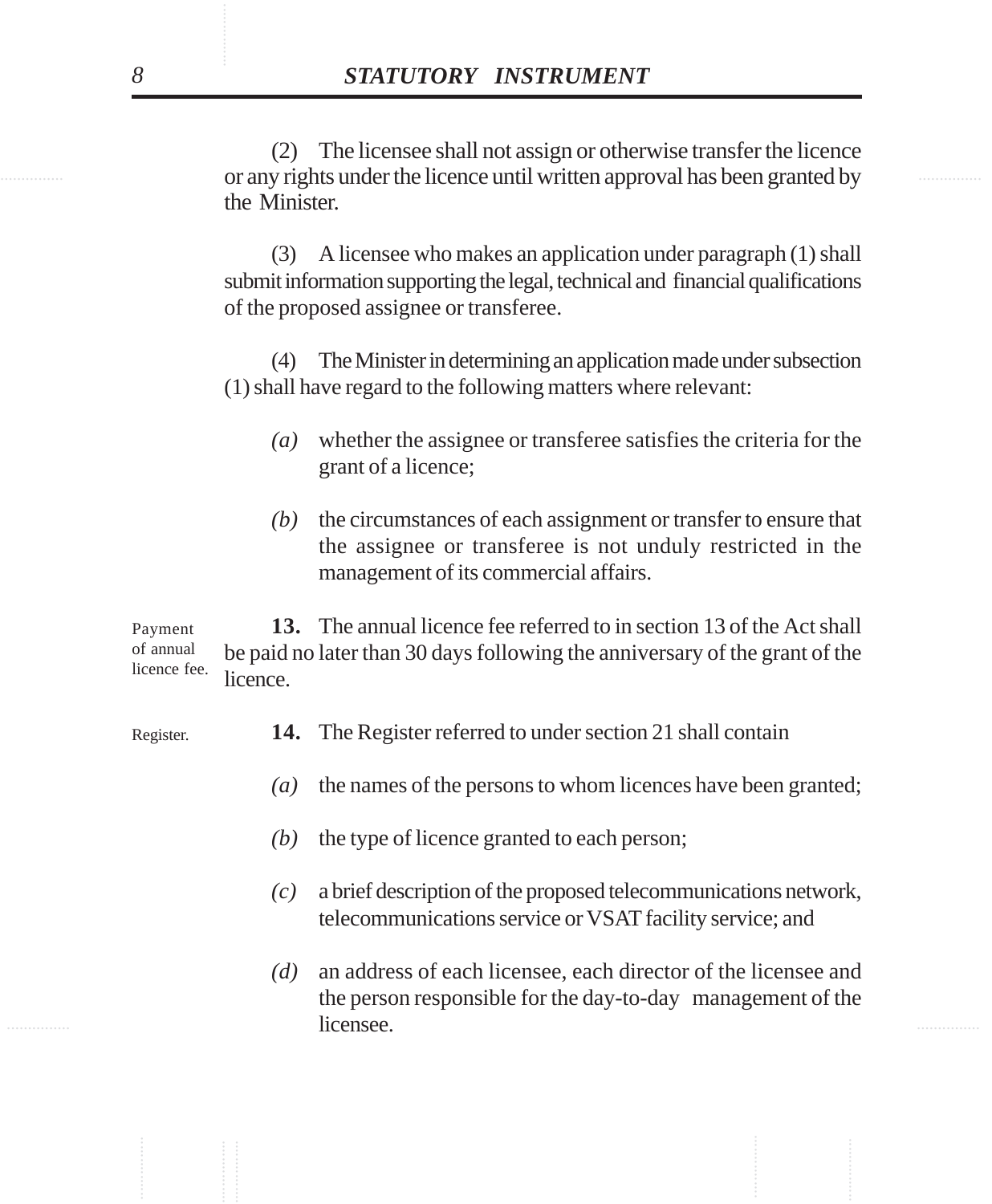(2) The licensee shall not assign or otherwise transfer the licence or any rights under the licence until written approval has been granted by the Minister.

(3) A licensee who makes an application under paragraph (1) shall submit information supporting the legal, technical and financial qualifications of the proposed assignee or transferee.

(4) The Minister in determining an application made under subsection (1) shall have regard to the following matters where relevant:

*(a)* whether the assignee or transferee satisfies the criteria for the grant of a licence;

*(b)* the circumstances of each assignment or transfer to ensure that the assignee or transferee is not unduly restricted in the management of its commercial affairs.

Payment of annual licence fee.

**13.** The annual licence fee referred to in section 13 of the Act shall be paid no later than 30 days following the anniversary of the grant of the licence.

Register.

**14.** The Register referred to under section 21 shall contain

*(a)* the names of the persons to whom licences have been granted;

*(b)* the type of licence granted to each person;

*(c)* a brief description of the proposed telecommunications network, telecommunications service or VSAT facility service; and

*(d)* an address of each licensee, each director of the licensee and the person responsible for the day-to-day management of the licensee.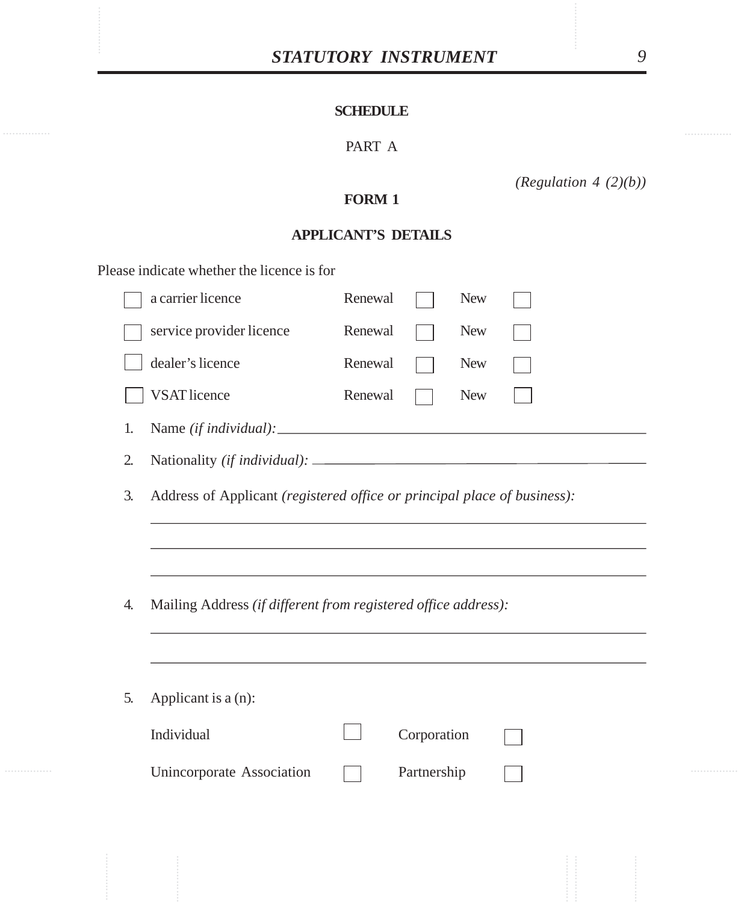## SCHEDULE

PART A

*(Regulation 4 (2)(b))*

**FORM 1**

**APPLICANT'S DETAILS**

Please indicate whether the licence is for

| | | | | | |
|---|---|---|---|---|---|
| ☐ | a carrier licence | Renewal | ☐ | New | ☐ |
| ☐ | service provider licence | Renewal | ☐ | New | ☐ |
| ☐ | dealer's licence | Renewal | ☐ | New | ☐ |
| ☐ | VSAT licence | Renewal | ☐ | New | ☐ |

1. Name *(if individual):* \_\_\_\_\_\_\_\_\_\_\_\_\_\_\_\_\_\_\_\_\_\_\_\_\_\_\_\_\_\_\_\_\_\_\_\_\_\_\_\_

2. Nationality *(if individual):* \_\_\_\_\_\_\_\_\_\_\_\_\_\_\_\_\_\_\_\_\_\_\_\_\_\_\_\_\_\_\_\_\_\_\_\_

3. Address of Applicant *(registered office or principal place of business):*

   \_\_\_\_\_\_\_\_\_\_\_\_\_\_\_\_\_\_\_\_\_\_\_\_\_\_\_\_\_\_\_\_\_\_\_\_\_\_\_\_\_\_\_\_\_\_\_\_\_\_\_\_\_\_\_\_

   \_\_\_\_\_\_\_\_\_\_\_\_\_\_\_\_\_\_\_\_\_\_\_\_\_\_\_\_\_\_\_\_\_\_\_\_\_\_\_\_\_\_\_\_\_\_\_\_\_\_\_\_\_\_\_\_

   \_\_\_\_\_\_\_\_\_\_\_\_\_\_\_\_\_\_\_\_\_\_\_\_\_\_\_\_\_\_\_\_\_\_\_\_\_\_\_\_\_\_\_\_\_\_\_\_\_\_\_\_\_\_\_\_

4. Mailing Address *(if different from registered office address):*

   \_\_\_\_\_\_\_\_\_\_\_\_\_\_\_\_\_\_\_\_\_\_\_\_\_\_\_\_\_\_\_\_\_\_\_\_\_\_\_\_\_\_\_\_\_\_\_\_\_\_\_\_\_\_\_\_

   \_\_\_\_\_\_\_\_\_\_\_\_\_\_\_\_\_\_\_\_\_\_\_\_\_\_\_\_\_\_\_\_\_\_\_\_\_\_\_\_\_\_\_\_\_\_\_\_\_\_\_\_\_\_\_\_

5. Applicant is a (n):

| | | | |
|---|---|---|---|
| Individual | ☐ | Corporation | ☐ |
| Unincorporate Association | ☐ | Partnership | ☐ |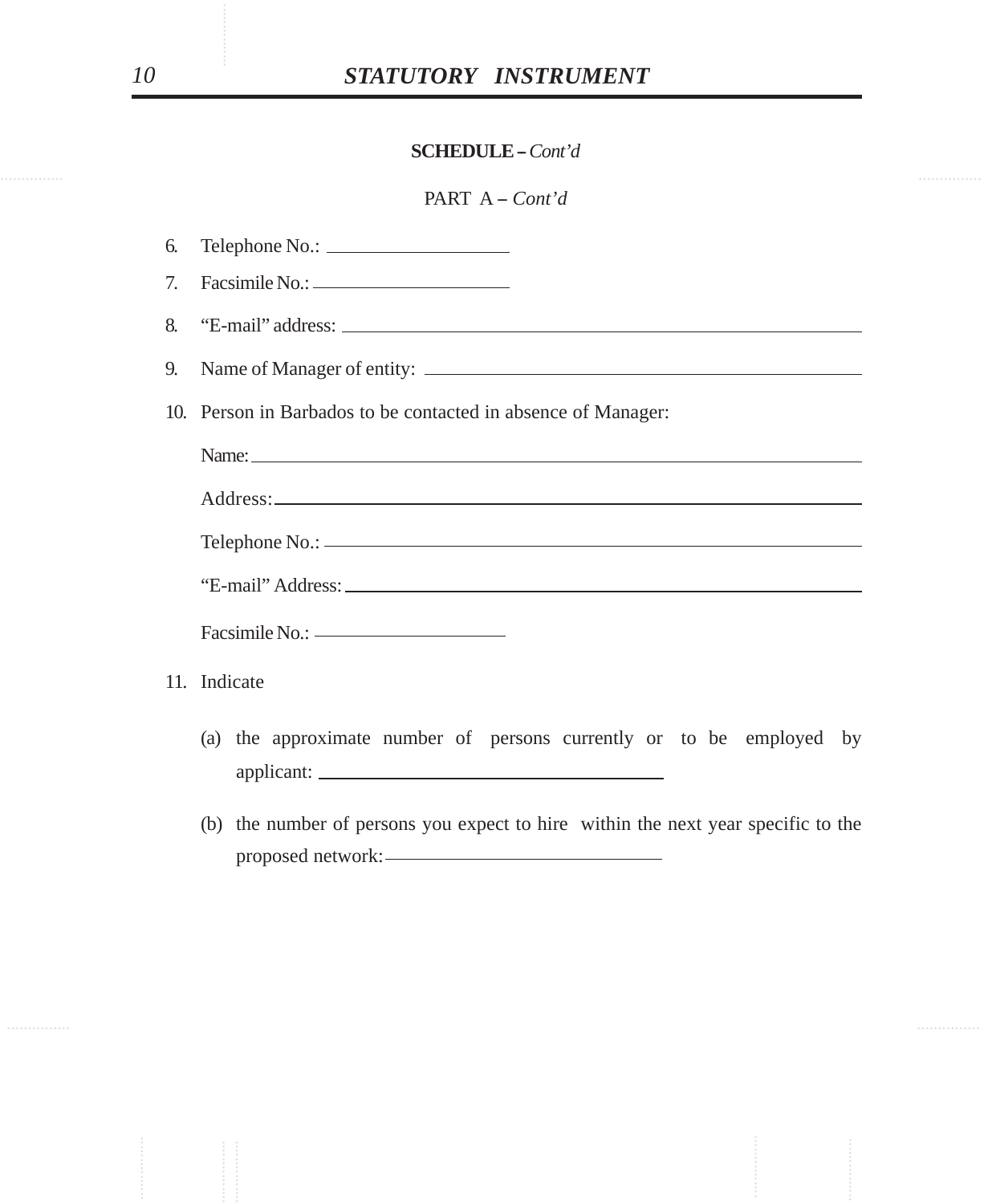**SCHEDULE –** *Cont'd*

PART A – *Cont'd*

6. Telephone No.: ____________________

7. Facsimile No.: ____________________

8. "E-mail" address: ____________________

9. Name of Manager of entity: ____________________

10. Person in Barbados to be contacted in absence of Manager:

    Name: ____________________

    Address: ____________________

    Telephone No.: ____________________

    "E-mail" Address: ____________________

    Facsimile No.: ____________________

11. Indicate

    (a) the approximate number of persons currently or to be employed by applicant: ____________________

    (b) the number of persons you expect to hire within the next year specific to the proposed network: ____________________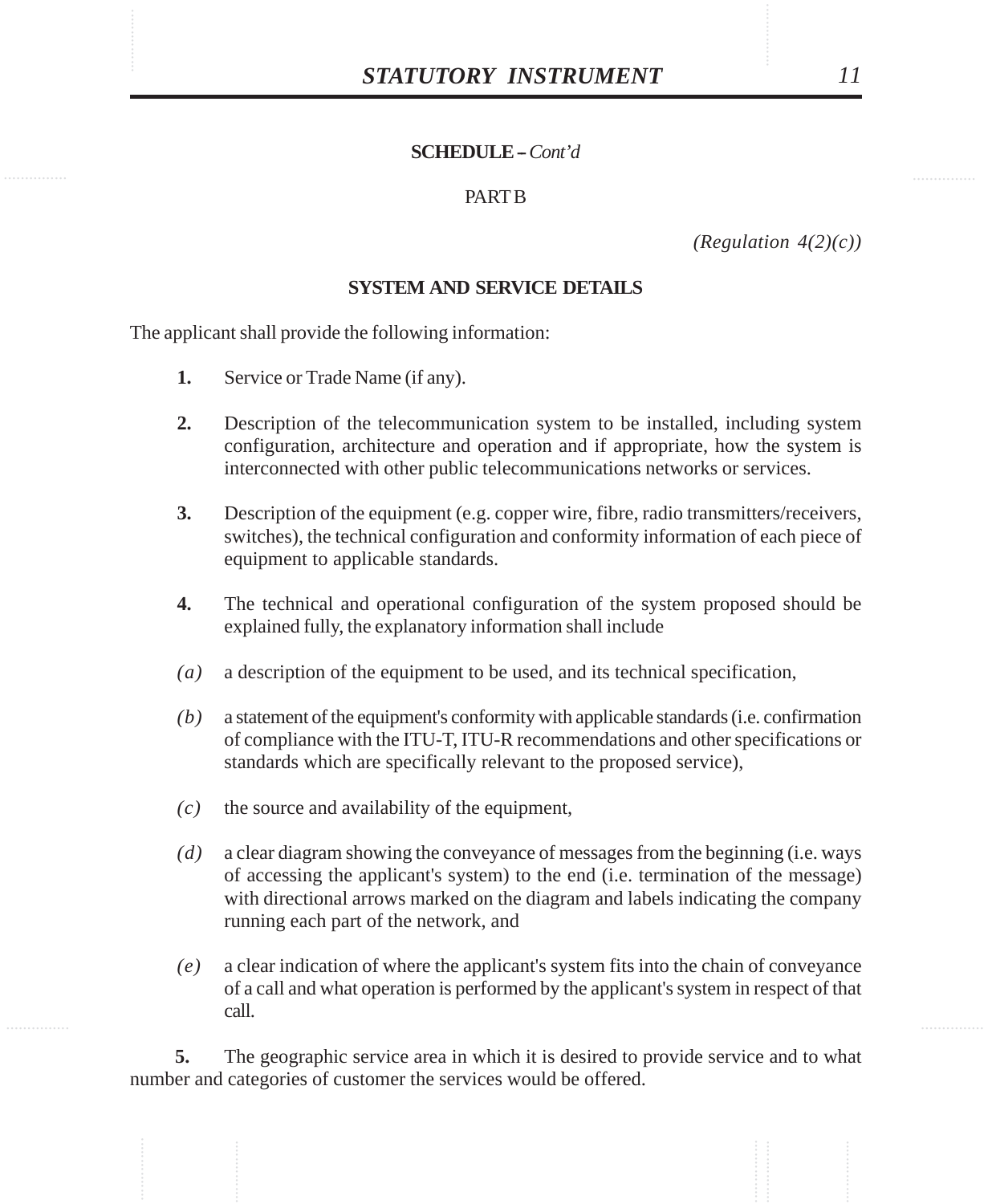**SCHEDULE –** *Cont'd*

PART B

*(Regulation 4(2)(c))*

## SYSTEM AND SERVICE DETAILS

The applicant shall provide the following information:

**1.** Service or Trade Name (if any).

**2.** Description of the telecommunication system to be installed, including system configuration, architecture and operation and if appropriate, how the system is interconnected with other public telecommunications networks or services.

**3.** Description of the equipment (e.g. copper wire, fibre, radio transmitters/receivers, switches), the technical configuration and conformity information of each piece of equipment to applicable standards.

**4.** The technical and operational configuration of the system proposed should be explained fully, the explanatory information shall include

*(a)* a description of the equipment to be used, and its technical specification,

*(b)* a statement of the equipment's conformity with applicable standards (i.e. confirmation of compliance with the ITU-T, ITU-R recommendations and other specifications or standards which are specifically relevant to the proposed service),

*(c)* the source and availability of the equipment,

*(d)* a clear diagram showing the conveyance of messages from the beginning (i.e. ways of accessing the applicant's system) to the end (i.e. termination of the message) with directional arrows marked on the diagram and labels indicating the company running each part of the network, and

*(e)* a clear indication of where the applicant's system fits into the chain of conveyance of a call and what operation is performed by the applicant's system in respect of that call.

**5.** The geographic service area in which it is desired to provide service and to what number and categories of customer the services would be offered.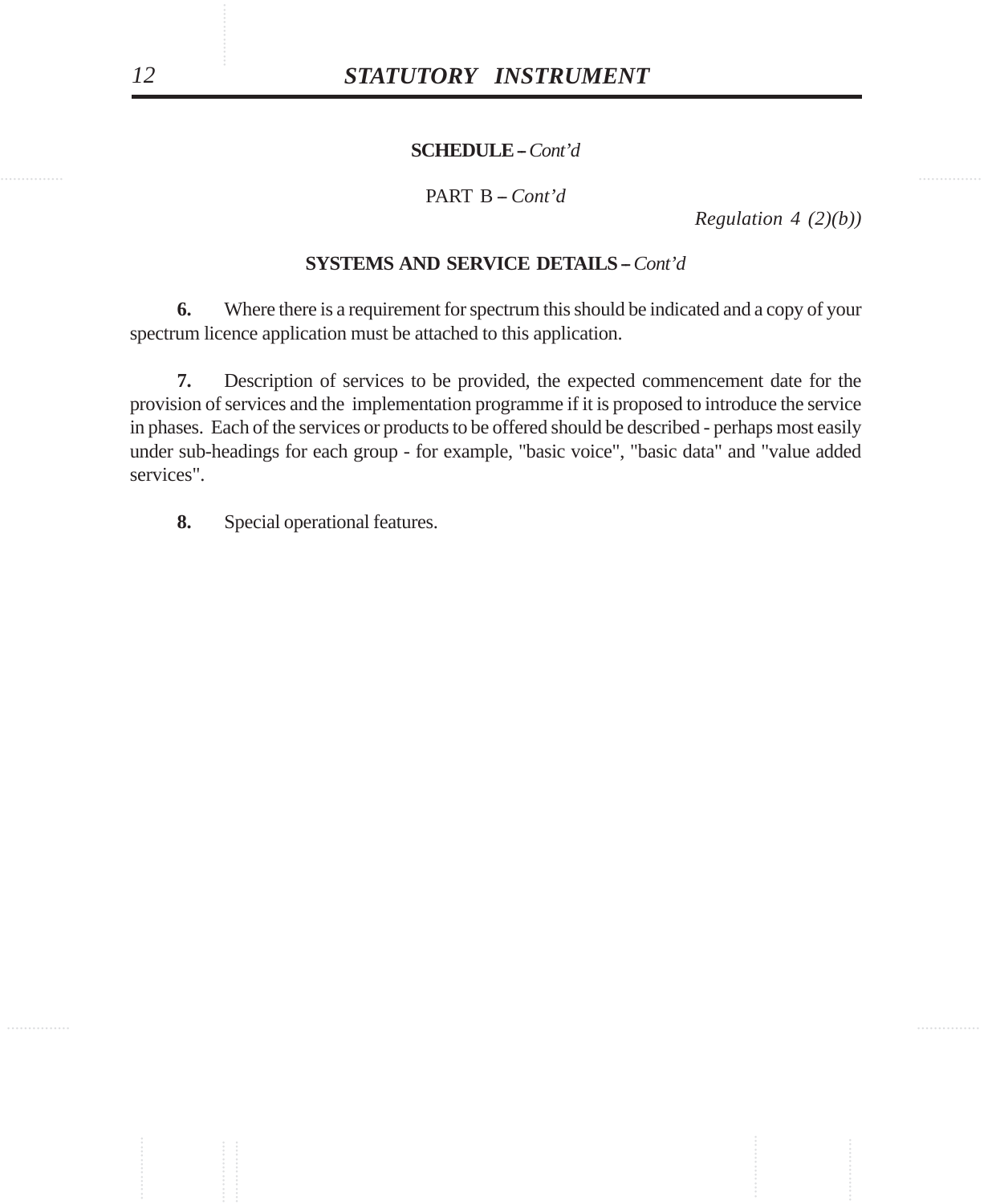**SCHEDULE –** *Cont'd*

PART B – *Cont'd*

*Regulation 4 (2)(b))*

**SYSTEMS AND SERVICE DETAILS –** *Cont'd*

**6.** Where there is a requirement for spectrum this should be indicated and a copy of your spectrum licence application must be attached to this application.

**7.** Description of services to be provided, the expected commencement date for the provision of services and the implementation programme if it is proposed to introduce the service in phases. Each of the services or products to be offered should be described - perhaps most easily under sub-headings for each group - for example, "basic voice", "basic data" and "value added services".

**8.** Special operational features.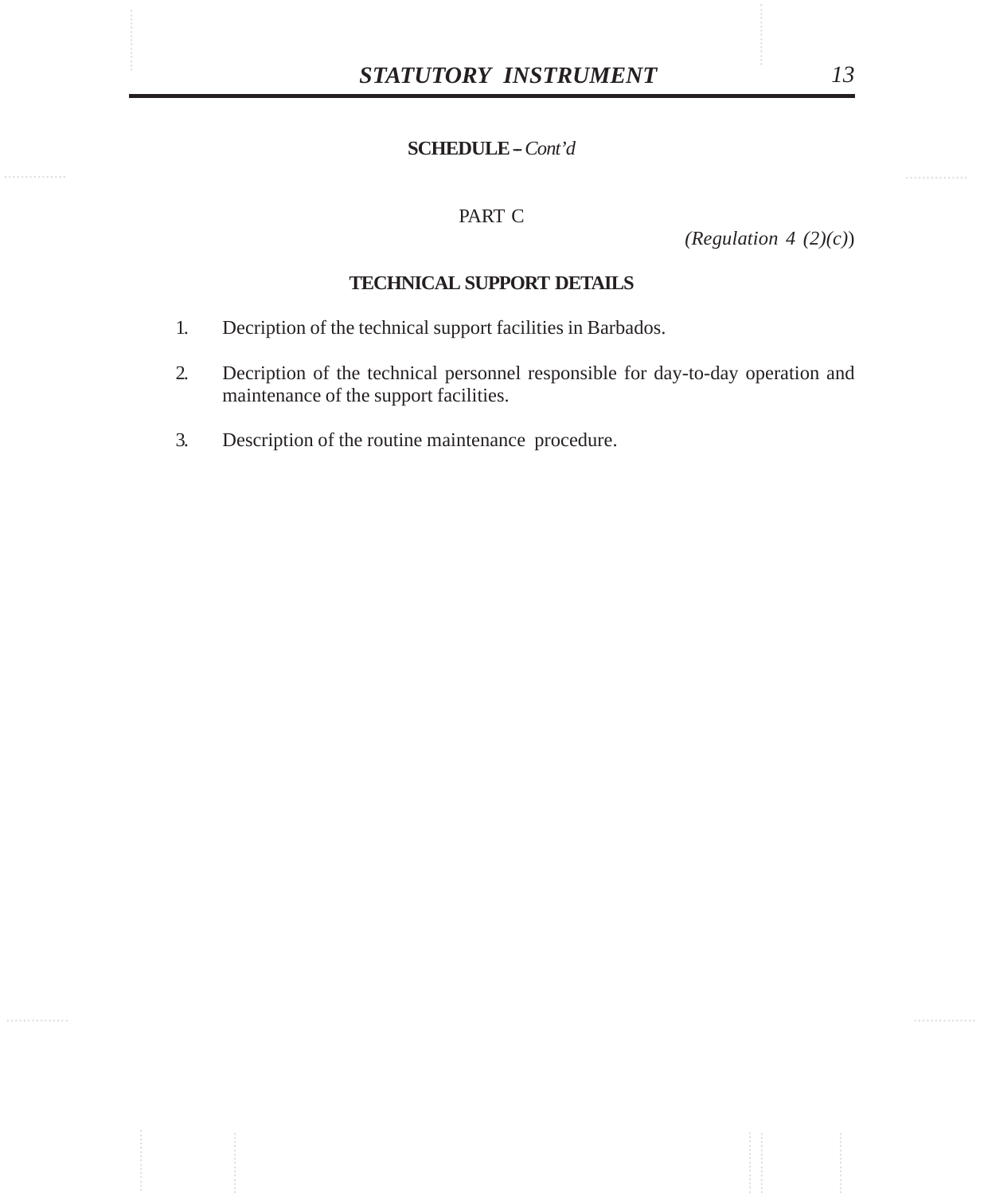**SCHEDULE –** *Cont'd*

PART C

*(Regulation 4 (2)(c))*

**TECHNICAL SUPPORT DETAILS**

1. Decription of the technical support facilities in Barbados.

2. Decription of the technical personnel responsible for day-to-day operation and maintenance of the support facilities.

3. Description of the routine maintenance procedure.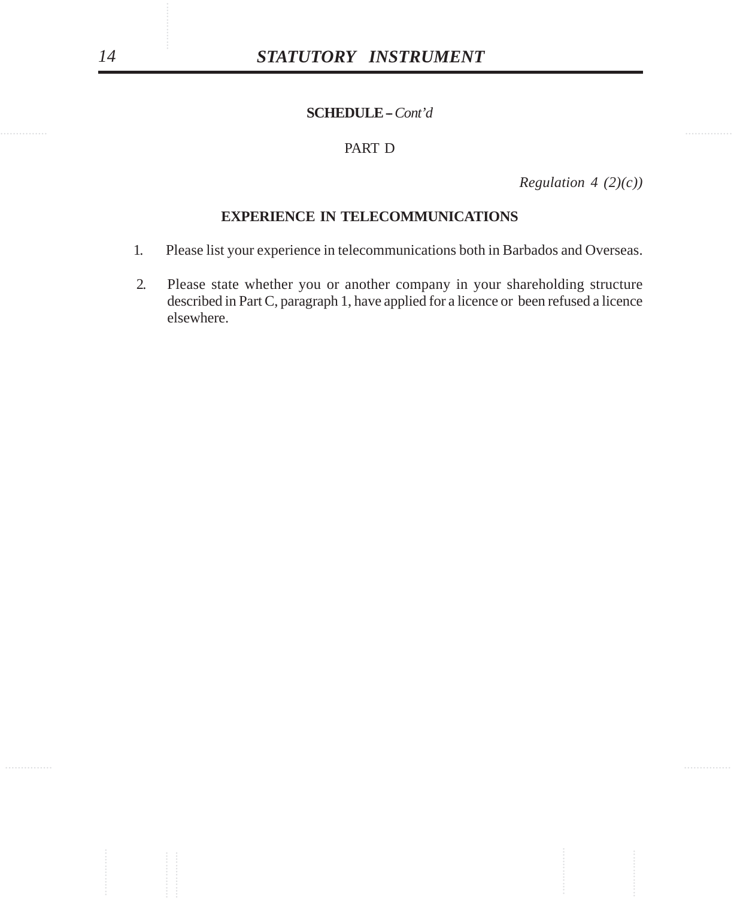**SCHEDULE –** *Cont'd*

PART D

*Regulation 4 (2)(c))*

## EXPERIENCE IN TELECOMMUNICATIONS

1. Please list your experience in telecommunications both in Barbados and Overseas.

2. Please state whether you or another company in your shareholding structure described in Part C, paragraph 1, have applied for a licence or been refused a licence elsewhere.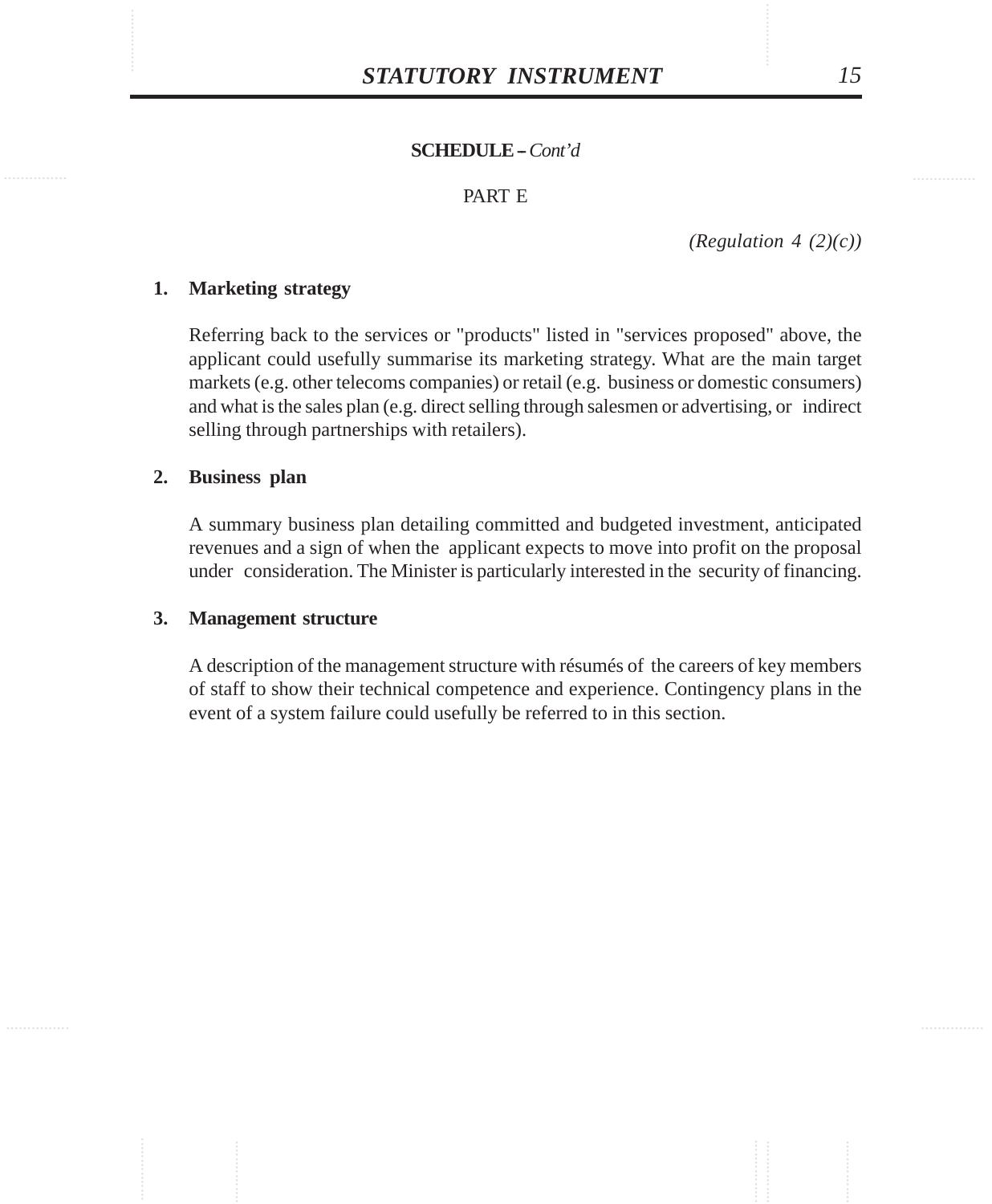**SCHEDULE –** *Cont'd*

PART E

*(Regulation 4 (2)(c))*

**1. Marketing strategy**

Referring back to the services or "products" listed in "services proposed" above, the applicant could usefully summarise its marketing strategy. What are the main target markets (e.g. other telecoms companies) or retail (e.g. business or domestic consumers) and what is the sales plan (e.g. direct selling through salesmen or advertising, or indirect selling through partnerships with retailers).

**2. Business plan**

A summary business plan detailing committed and budgeted investment, anticipated revenues and a sign of when the applicant expects to move into profit on the proposal under consideration. The Minister is particularly interested in the security of financing.

**3. Management structure**

A description of the management structure with résumés of the careers of key members of staff to show their technical competence and experience. Contingency plans in the event of a system failure could usefully be referred to in this section.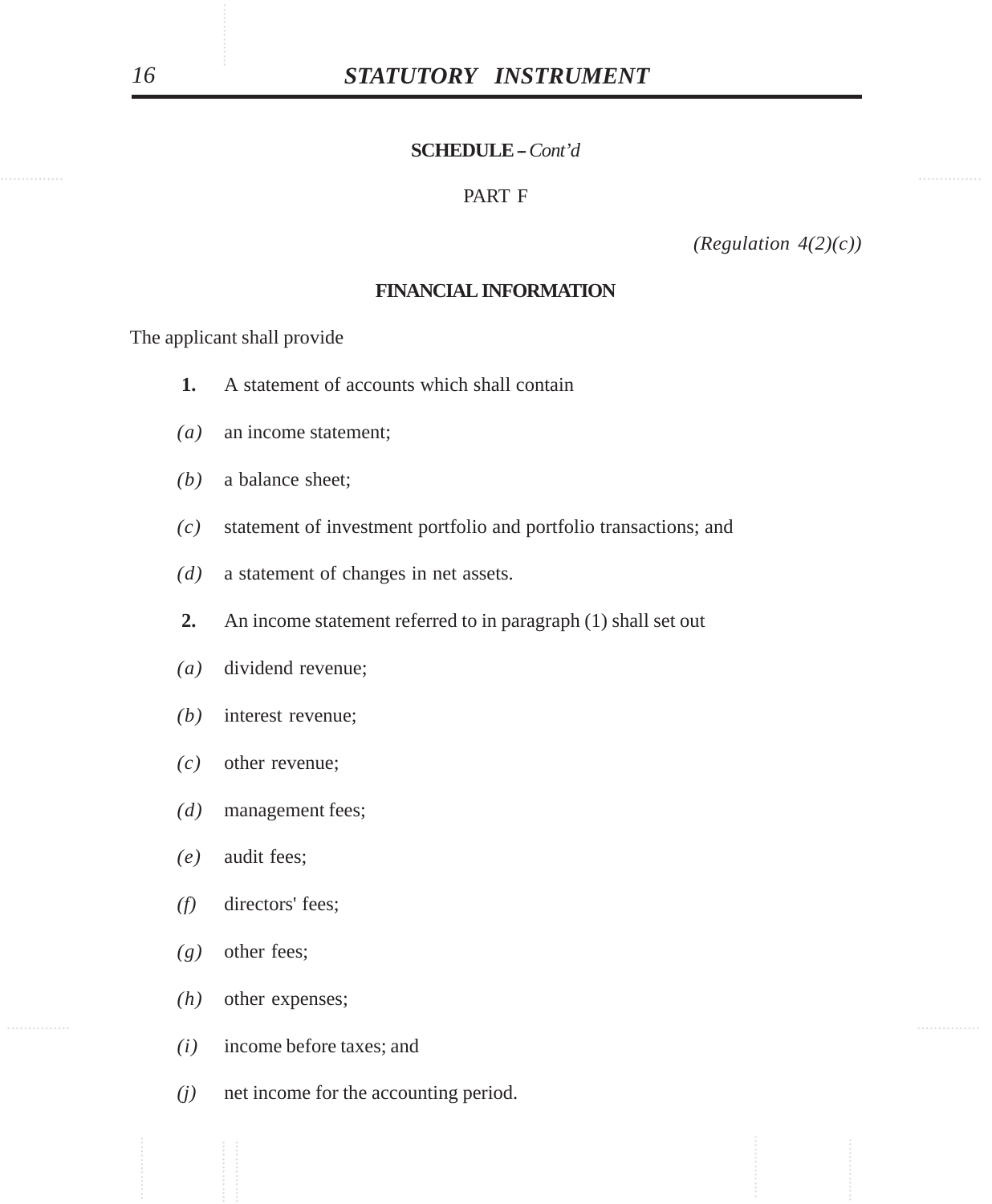**SCHEDULE –** *Cont'd*

PART F

*(Regulation 4(2)(c))*

**FINANCIAL INFORMATION**

The applicant shall provide

**1.** A statement of accounts which shall contain

*(a)* an income statement;

*(b)* a balance sheet;

*(c)* statement of investment portfolio and portfolio transactions; and

*(d)* a statement of changes in net assets.

**2.** An income statement referred to in paragraph (1) shall set out

*(a)* dividend revenue;

*(b)* interest revenue;

*(c)* other revenue;

*(d)* management fees;

*(e)* audit fees;

*(f)* directors' fees;

*(g)* other fees;

*(h)* other expenses;

*(i)* income before taxes; and

*(j)* net income for the accounting period.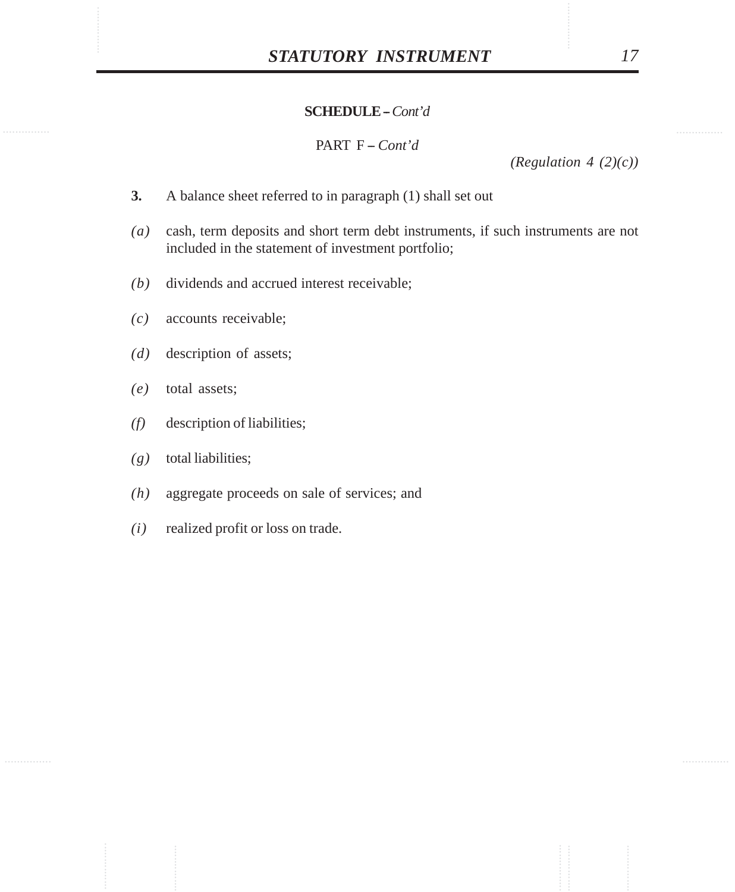**SCHEDULE –** *Cont'd*

PART F **–** *Cont'd*

*(Regulation 4 (2)(c))*

**3.** A balance sheet referred to in paragraph (1) shall set out

*(a)* cash, term deposits and short term debt instruments, if such instruments are not included in the statement of investment portfolio;

*(b)* dividends and accrued interest receivable;

*(c)* accounts receivable;

*(d)* description of assets;

*(e)* total assets;

*(f)* description of liabilities;

*(g)* total liabilities;

*(h)* aggregate proceeds on sale of services; and

*(i)* realized profit or loss on trade.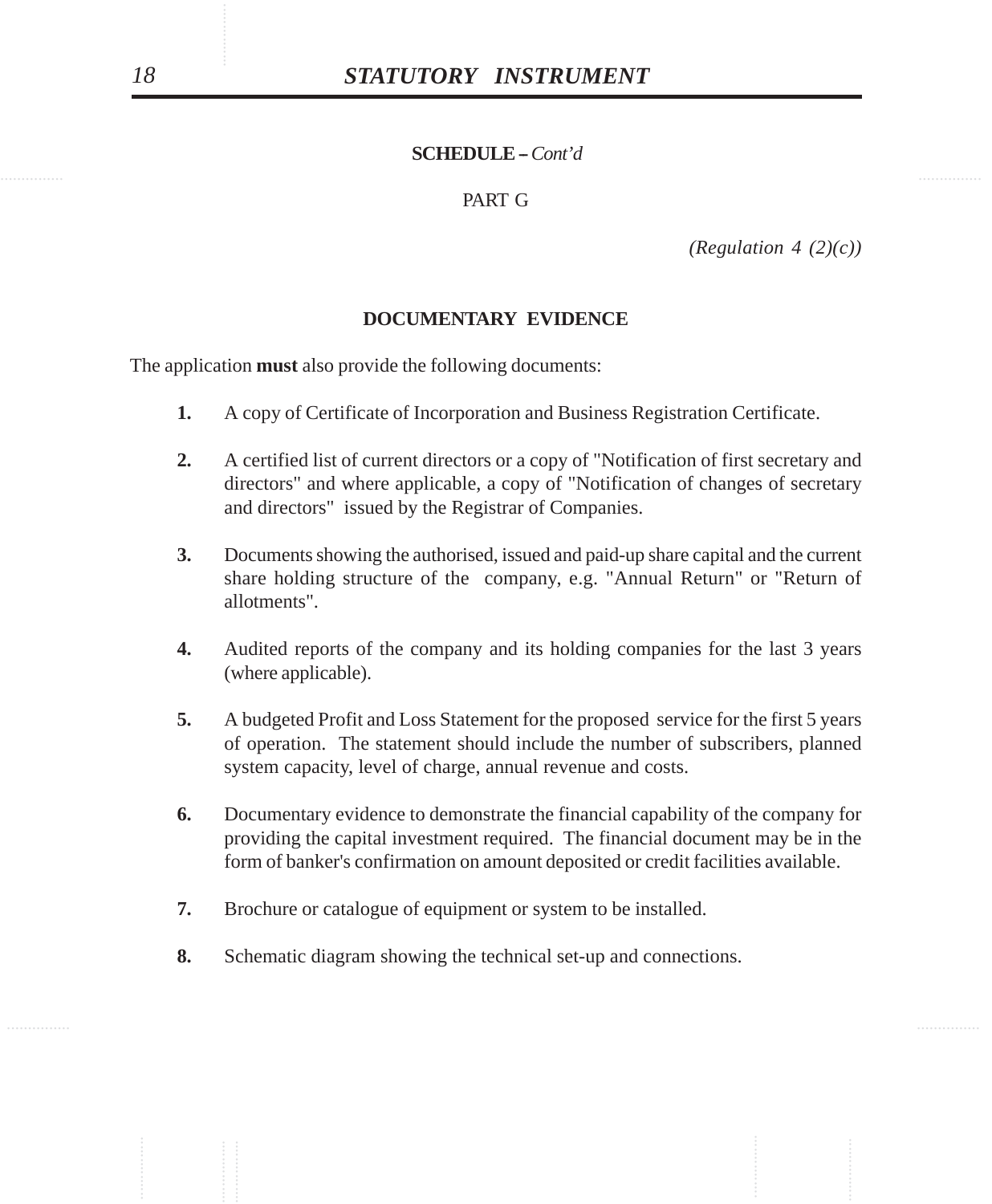**SCHEDULE –** *Cont'd*

PART G

*(Regulation 4 (2)(c))*

## DOCUMENTARY EVIDENCE

The application **must** also provide the following documents:

**1.** A copy of Certificate of Incorporation and Business Registration Certificate.

**2.** A certified list of current directors or a copy of "Notification of first secretary and directors" and where applicable, a copy of "Notification of changes of secretary and directors" issued by the Registrar of Companies.

**3.** Documents showing the authorised, issued and paid-up share capital and the current share holding structure of the company, e.g. "Annual Return" or "Return of allotments".

**4.** Audited reports of the company and its holding companies for the last 3 years (where applicable).

**5.** A budgeted Profit and Loss Statement for the proposed service for the first 5 years of operation. The statement should include the number of subscribers, planned system capacity, level of charge, annual revenue and costs.

**6.** Documentary evidence to demonstrate the financial capability of the company for providing the capital investment required. The financial document may be in the form of banker's confirmation on amount deposited or credit facilities available.

**7.** Brochure or catalogue of equipment or system to be installed.

**8.** Schematic diagram showing the technical set-up and connections.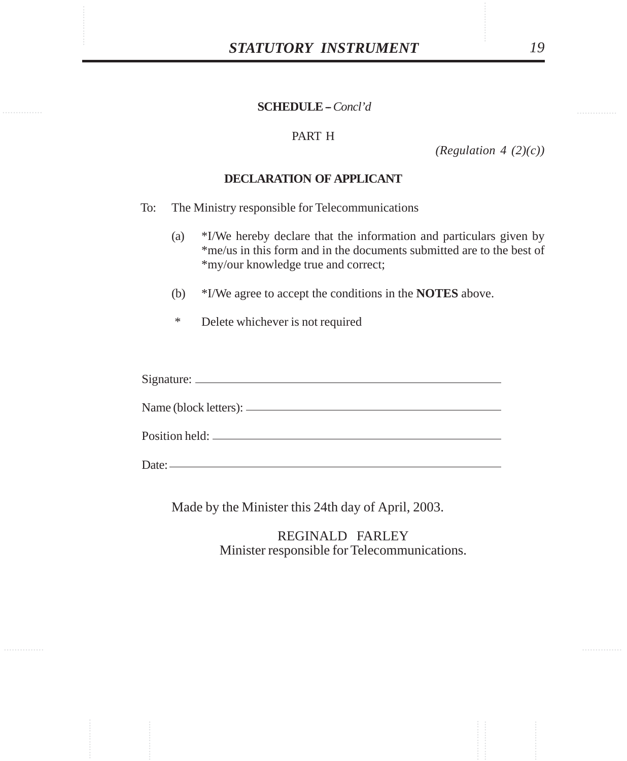**SCHEDULE –** *Concl'd*

PART H

*(Regulation 4 (2)(c))*

**DECLARATION OF APPLICANT**

To: The Ministry responsible for Telecommunications

(a) *I/We hereby declare that the information and particulars given by *me/us in this form and in the documents submitted are to the best of *my/our knowledge true and correct;

(b) *I/We agree to accept the conditions in the **NOTES** above.

\* Delete whichever is not required

Signature: \_\_\_\_\_\_\_\_\_\_\_\_\_\_\_\_\_\_\_\_\_\_\_\_\_\_\_\_\_\_\_\_\_\_\_\_\_\_\_\_

Name (block letters): \_\_\_\_\_\_\_\_\_\_\_\_\_\_\_\_\_\_\_\_\_\_\_\_\_\_\_\_\_\_\_\_

Position held: \_\_\_\_\_\_\_\_\_\_\_\_\_\_\_\_\_\_\_\_\_\_\_\_\_\_\_\_\_\_\_\_\_\_\_\_\_\_

Date: \_\_\_\_\_\_\_\_\_\_\_\_\_\_\_\_\_\_\_\_\_\_\_\_\_\_\_\_\_\_\_\_\_\_\_\_\_\_\_\_\_\_\_\_\_

Made by the Minister this 24th day of April, 2003.

REGINALD FARLEY
Minister responsible for Telecommunications.